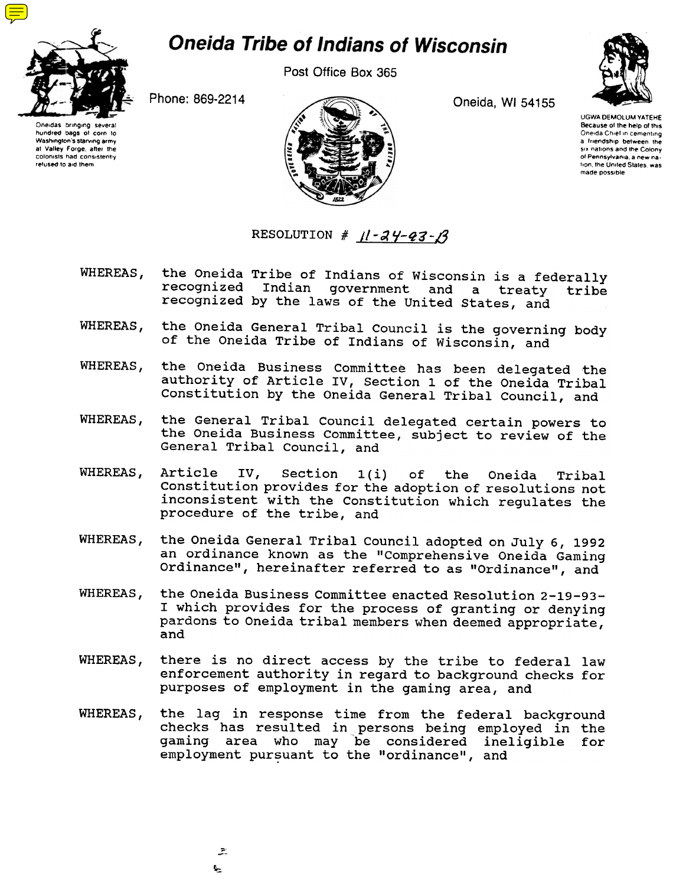# Oneida Tribe of Indians of Wisconsin

Post Office Box 365

Phone: 869-2214

Oneida, WI 54155

Oneidas bringing several hundred bags of corn to Washington's starving army at Valley Forge, after the colonists had consistently refused to aid them

UGWA DEMOLUM YATEHE
Because of the help of this Oneida Chief in cementing a friendship between the six nations and the Colony of Pennsylvania, a new nation, the United States, was made possible

RESOLUTION # 11-24-93-B

WHEREAS, the Oneida Tribe of Indians of Wisconsin is a federally recognized Indian government and a treaty tribe recognized by the laws of the United States, and

WHEREAS, the Oneida General Tribal Council is the governing body of the Oneida Tribe of Indians of Wisconsin, and

WHEREAS, the Oneida Business Committee has been delegated the authority of Article IV, Section 1 of the Oneida Tribal Constitution by the Oneida General Tribal Council, and

WHEREAS, the General Tribal Council delegated certain powers to the Oneida Business Committee, subject to review of the General Tribal Council, and

WHEREAS, Article IV, Section 1(i) of the Oneida Tribal Constitution provides for the adoption of resolutions not inconsistent with the Constitution which regulates the procedure of the tribe, and

WHEREAS, the Oneida General Tribal Council adopted on July 6, 1992 an ordinance known as the "Comprehensive Oneida Gaming Ordinance", hereinafter referred to as "Ordinance", and

WHEREAS, the Oneida Business Committee enacted Resolution 2-19-93-I which provides for the process of granting or denying pardons to Oneida tribal members when deemed appropriate, and

WHEREAS, there is no direct access by the tribe to federal law enforcement authority in regard to background checks for purposes of employment in the gaming area, and

WHEREAS, the lag in response time from the federal background checks has resulted in persons being employed in the gaming area who may be considered ineligible for employment pursuant to the "ordinance", and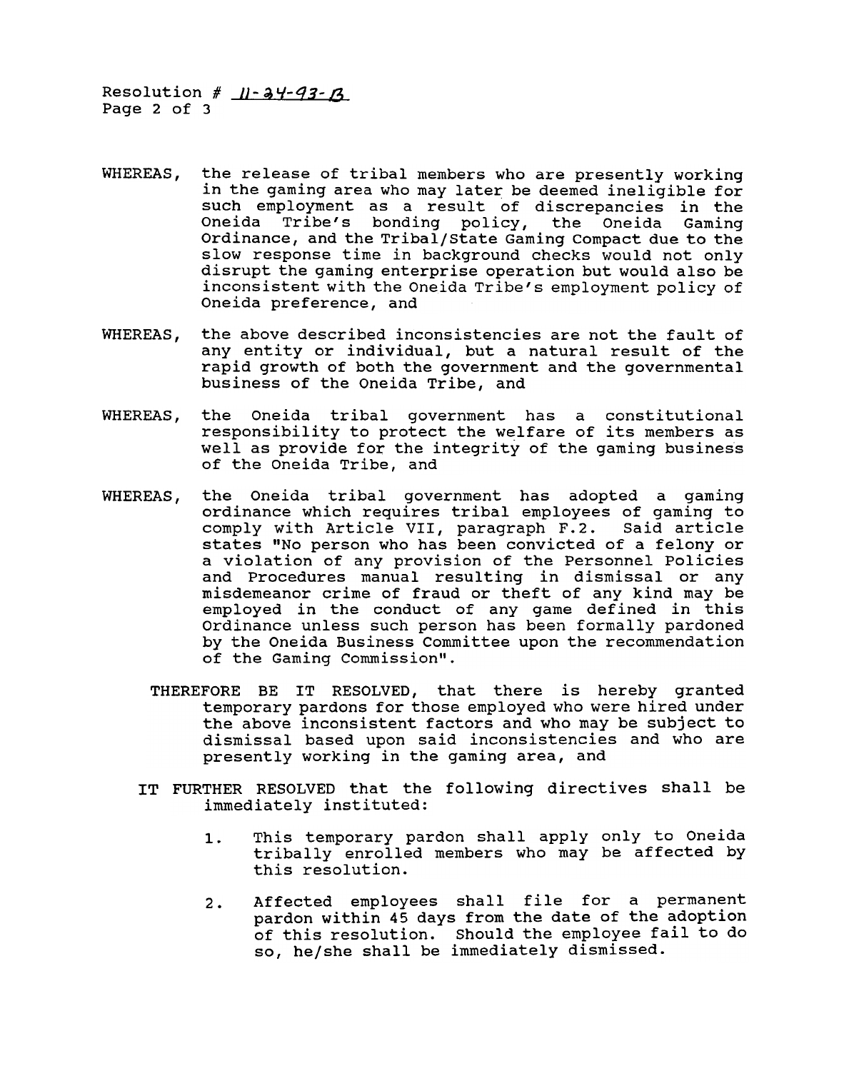Resolution # 11-24-93-B
Page 2 of 3

WHEREAS, the release of tribal members who are presently working in the gaming area who may later be deemed ineligible for such employment as a result of discrepancies in the Oneida Tribe's bonding policy, the Oneida Gaming Ordinance, and the Tribal/State Gaming Compact due to the slow response time in background checks would not only disrupt the gaming enterprise operation but would also be inconsistent with the Oneida Tribe's employment policy of Oneida preference, and

WHEREAS, the above described inconsistencies are not the fault of any entity or individual, but a natural result of the rapid growth of both the government and the governmental business of the Oneida Tribe, and

WHEREAS, the Oneida tribal government has a constitutional responsibility to protect the welfare of its members as well as provide for the integrity of the gaming business of the Oneida Tribe, and

WHEREAS, the Oneida tribal government has adopted a gaming ordinance which requires tribal employees of gaming to comply with Article VII, paragraph F.2. Said article states "No person who has been convicted of a felony or a violation of any provision of the Personnel Policies and Procedures manual resulting in dismissal or any misdemeanor crime of fraud or theft of any kind may be employed in the conduct of any game defined in this Ordinance unless such person has been formally pardoned by the Oneida Business Committee upon the recommendation of the Gaming Commission".

THEREFORE BE IT RESOLVED, that there is hereby granted temporary pardons for those employed who were hired under the above inconsistent factors and who may be subject to dismissal based upon said inconsistencies and who are presently working in the gaming area, and

IT FURTHER RESOLVED that the following directives shall be immediately instituted:

1. This temporary pardon shall apply only to Oneida tribally enrolled members who may be affected by this resolution.

2. Affected employees shall file for a permanent pardon within 45 days from the date of the adoption of this resolution. Should the employee fail to do so, he/she shall be immediately dismissed.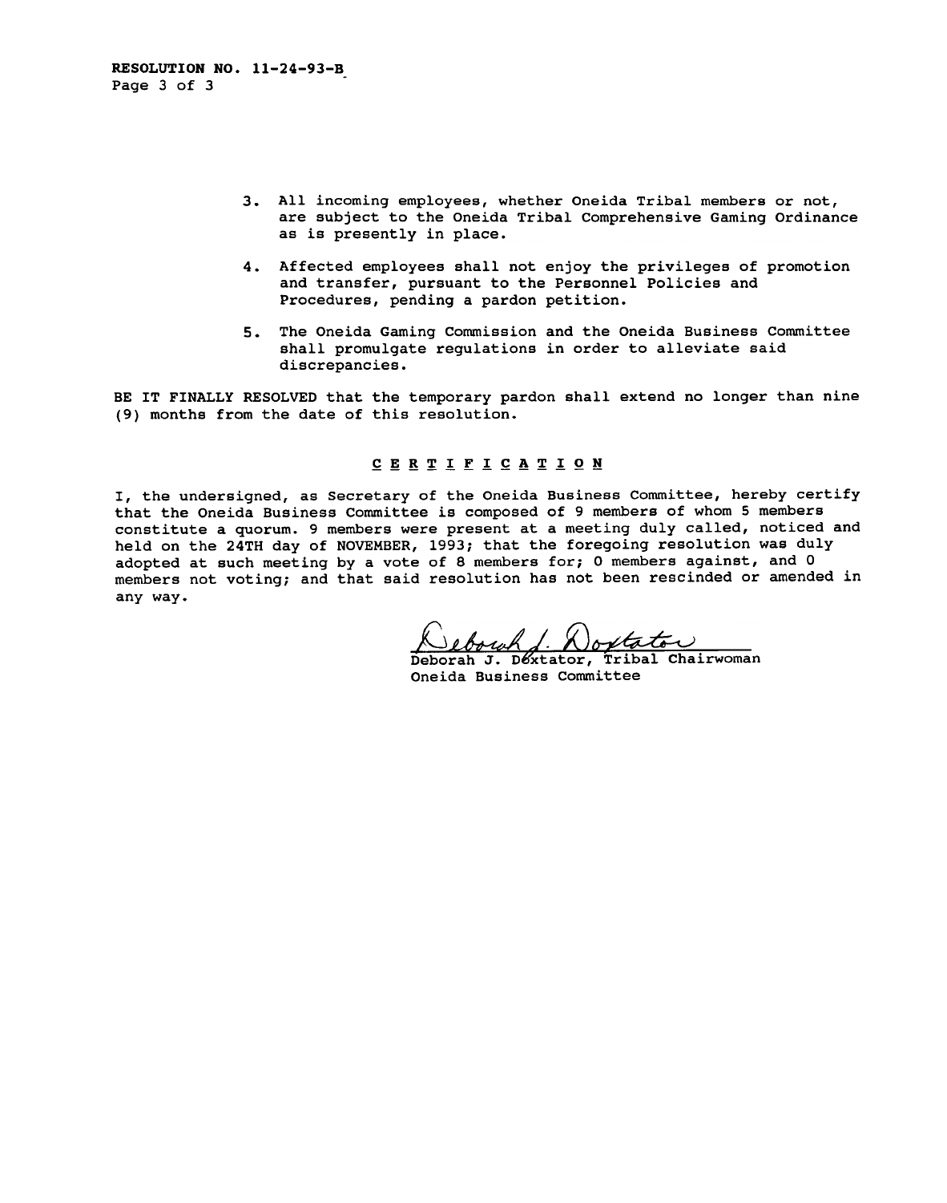RESOLUTION NO. 11-24-93-B

3. All incoming employees, whether Oneida Tribal members or not, are subject to the Oneida Tribal Comprehensive Gaming Ordinance as is presently in place.

4. Affected employees shall not enjoy the privileges of promotion and transfer, pursuant to the Personnel Policies and Procedures, pending a pardon petition.

5. The Oneida Gaming Commission and the Oneida Business Committee shall promulgate regulations in order to alleviate said discrepancies.

BE IT FINALLY RESOLVED that the temporary pardon shall extend no longer than nine (9) months from the date of this resolution.

## CERTIFICATION

I, the undersigned, as Secretary of the Oneida Business Committee, hereby certify that the Oneida Business Committee is composed of 9 members of whom 5 members constitute a quorum. 9 members were present at a meeting duly called, noticed and held on the 24TH day of NOVEMBER, 1993; that the foregoing resolution was duly adopted at such meeting by a vote of 8 members for; 0 members against, and 0 members not voting; and that said resolution has not been rescinded or amended in any way.

Deborah J. Doxtator

Deborah J. Doxtator, Tribal Chairwoman
Oneida Business Committee